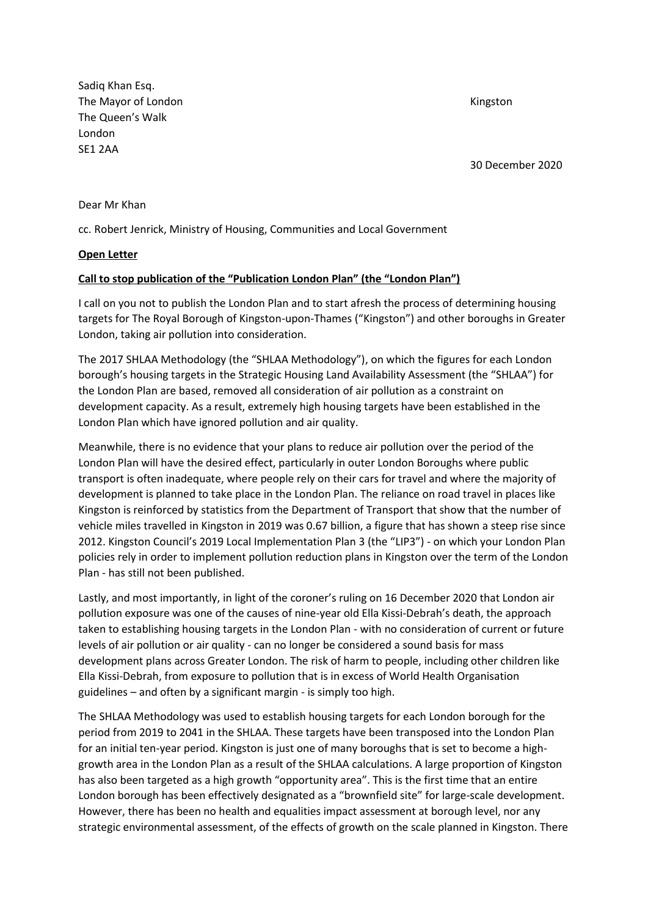Sadiq Khan Esq.
The Mayor of London
The Queen's Walk
London
SE1 2AA

Kingston

30 December 2020

Dear Mr Khan

cc. Robert Jenrick, Ministry of Housing, Communities and Local Government

**Open Letter**

**Call to stop publication of the "Publication London Plan" (the "London Plan")**

I call on you not to publish the London Plan and to start afresh the process of determining housing targets for The Royal Borough of Kingston-upon-Thames ("Kingston") and other boroughs in Greater London, taking air pollution into consideration.

The 2017 SHLAA Methodology (the "SHLAA Methodology"), on which the figures for each London borough's housing targets in the Strategic Housing Land Availability Assessment (the "SHLAA") for the London Plan are based, removed all consideration of air pollution as a constraint on development capacity. As a result, extremely high housing targets have been established in the London Plan which have ignored pollution and air quality.

Meanwhile, there is no evidence that your plans to reduce air pollution over the period of the London Plan will have the desired effect, particularly in outer London Boroughs where public transport is often inadequate, where people rely on their cars for travel and where the majority of development is planned to take place in the London Plan. The reliance on road travel in places like Kingston is reinforced by statistics from the Department of Transport that show that the number of vehicle miles travelled in Kingston in 2019 was 0.67 billion, a figure that has shown a steep rise since 2012. Kingston Council's 2019 Local Implementation Plan 3 (the "LIP3") - on which your London Plan policies rely in order to implement pollution reduction plans in Kingston over the term of the London Plan - has still not been published.

Lastly, and most importantly, in light of the coroner's ruling on 16 December 2020 that London air pollution exposure was one of the causes of nine-year old Ella Kissi-Debrah's death, the approach taken to establishing housing targets in the London Plan - with no consideration of current or future levels of air pollution or air quality - can no longer be considered a sound basis for mass development plans across Greater London. The risk of harm to people, including other children like Ella Kissi-Debrah, from exposure to pollution that is in excess of World Health Organisation guidelines – and often by a significant margin - is simply too high.

The SHLAA Methodology was used to establish housing targets for each London borough for the period from 2019 to 2041 in the SHLAA. These targets have been transposed into the London Plan for an initial ten-year period. Kingston is just one of many boroughs that is set to become a high-growth area in the London Plan as a result of the SHLAA calculations. A large proportion of Kingston has also been targeted as a high growth "opportunity area". This is the first time that an entire London borough has been effectively designated as a "brownfield site" for large-scale development. However, there has been no health and equalities impact assessment at borough level, nor any strategic environmental assessment, of the effects of growth on the scale planned in Kingston. There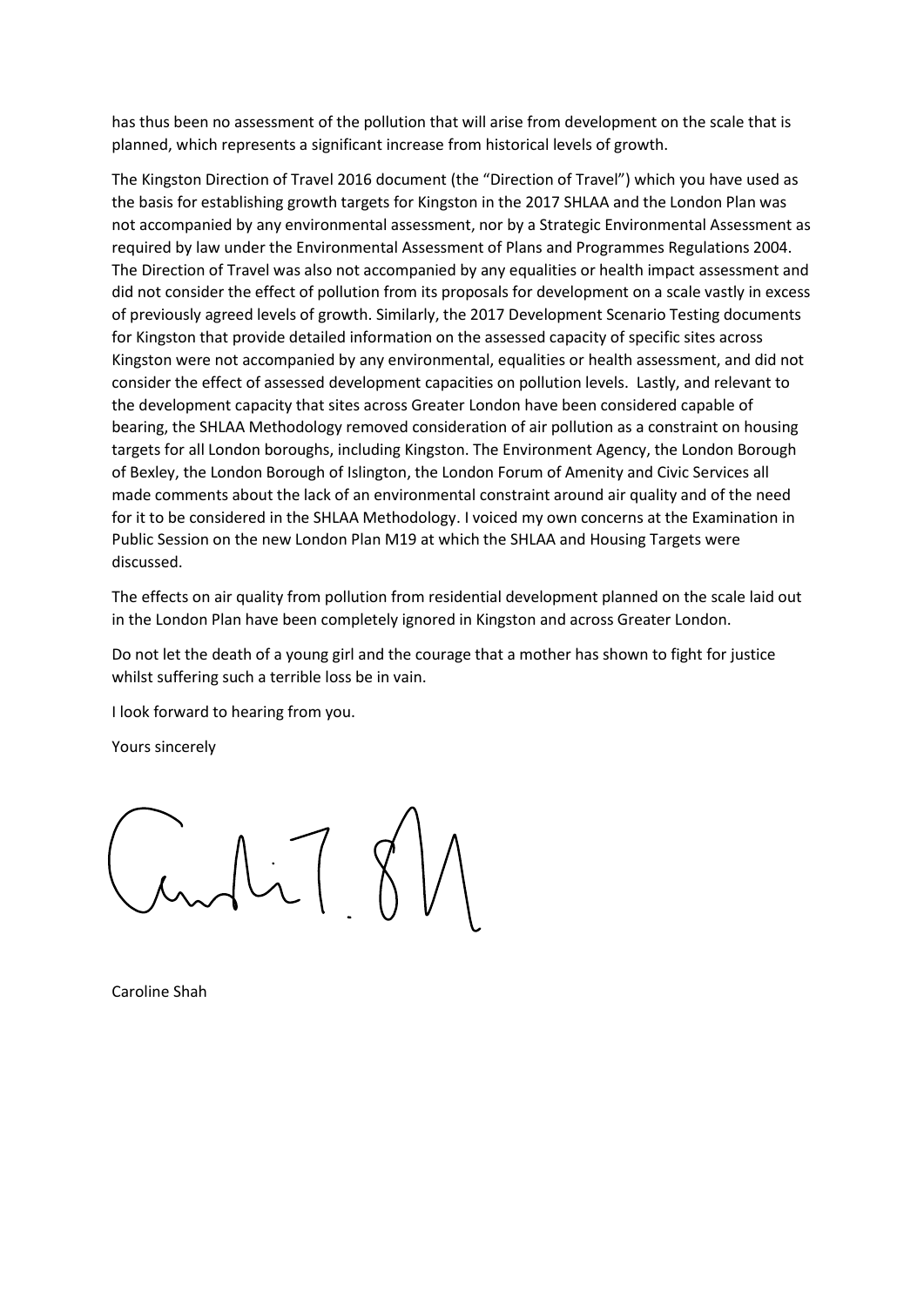has thus been no assessment of the pollution that will arise from development on the scale that is planned, which represents a significant increase from historical levels of growth.

The Kingston Direction of Travel 2016 document (the "Direction of Travel") which you have used as the basis for establishing growth targets for Kingston in the 2017 SHLAA and the London Plan was not accompanied by any environmental assessment, nor by a Strategic Environmental Assessment as required by law under the Environmental Assessment of Plans and Programmes Regulations 2004. The Direction of Travel was also not accompanied by any equalities or health impact assessment and did not consider the effect of pollution from its proposals for development on a scale vastly in excess of previously agreed levels of growth. Similarly, the 2017 Development Scenario Testing documents for Kingston that provide detailed information on the assessed capacity of specific sites across Kingston were not accompanied by any environmental, equalities or health assessment, and did not consider the effect of assessed development capacities on pollution levels. Lastly, and relevant to the development capacity that sites across Greater London have been considered capable of bearing, the SHLAA Methodology removed consideration of air pollution as a constraint on housing targets for all London boroughs, including Kingston. The Environment Agency, the London Borough of Bexley, the London Borough of Islington, the London Forum of Amenity and Civic Services all made comments about the lack of an environmental constraint around air quality and of the need for it to be considered in the SHLAA Methodology. I voiced my own concerns at the Examination in Public Session on the new London Plan M19 at which the SHLAA and Housing Targets were discussed.

The effects on air quality from pollution from residential development planned on the scale laid out in the London Plan have been completely ignored in Kingston and across Greater London.

Do not let the death of a young girl and the courage that a mother has shown to fight for justice whilst suffering such a terrible loss be in vain.

I look forward to hearing from you.

Yours sincerely

Caroline Shah